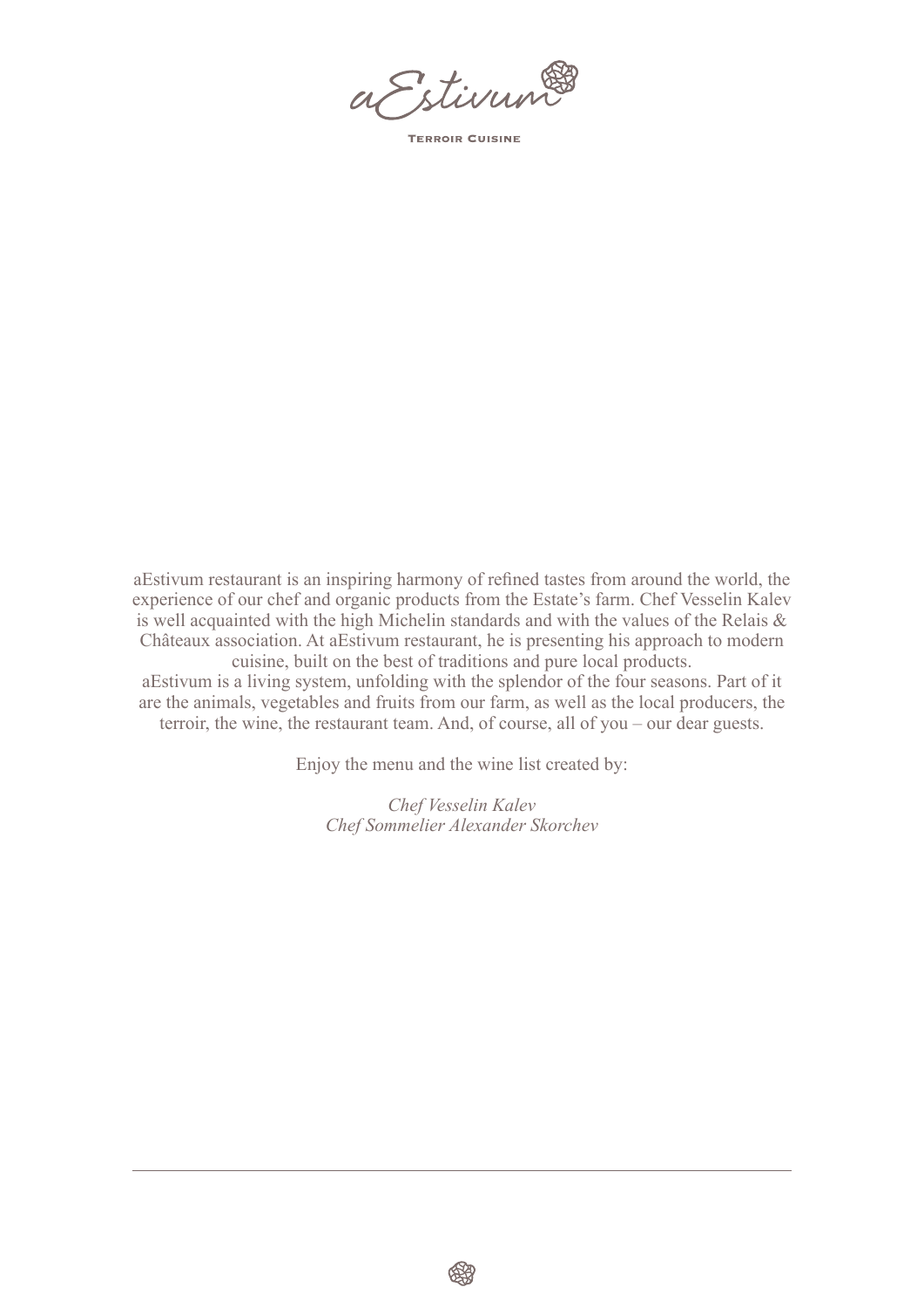# aEstivum

**Terroir Cuisine**

aEstivum restaurant is an inspiring harmony of refined tastes from around the world, the experience of our chef and organic products from the Estate's farm. Chef Vesselin Kalev is well acquainted with the high Michelin standards and with the values of the Relais & Châteaux association. At aEstivum restaurant, he is presenting his approach to modern cuisine, built on the best of traditions and pure local products.
aEstivum is a living system, unfolding with the splendor of the four seasons. Part of it are the animals, vegetables and fruits from our farm, as well as the local producers, the terroir, the wine, the restaurant team. And, of course, all of you – our dear guests.

Enjoy the menu and the wine list created by:

*Chef Vesselin Kalev*
*Chef Sommelier Alexander Skorchev*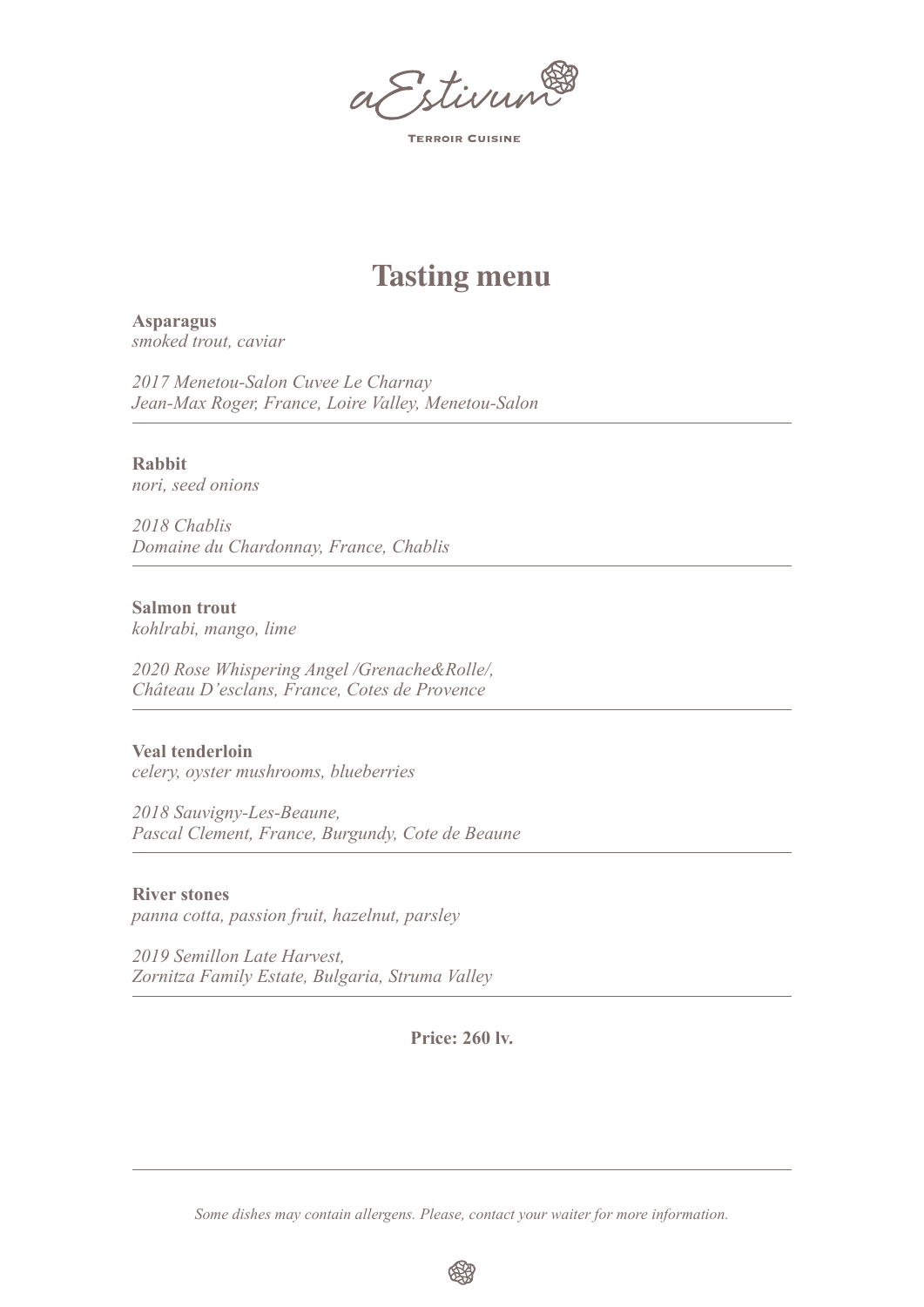aEstivum

**Terroir Cuisine**

# Tasting menu

**Asparagus**
*smoked trout, caviar*

*2017 Menetou-Salon Cuvee Le Charnay*
*Jean-Max Roger, France, Loire Valley, Menetou-Salon*

---

**Rabbit**
*nori, seed onions*

*2018 Chablis*
*Domaine du Chardonnay, France, Chablis*

---

**Salmon trout**
*kohlrabi, mango, lime*

*2020 Rose Whispering Angel /Grenache&Rolle/,*
*Château D'esclans, France, Cotes de Provence*

---

**Veal tenderloin**
*celery, oyster mushrooms, blueberries*

*2018 Sauvigny-Les-Beaune,*
*Pascal Clement, France, Burgundy, Cote de Beaune*

---

**River stones**
*panna cotta, passion fruit, hazelnut, parsley*

*2019 Semillon Late Harvest,*
*Zornitza Family Estate, Bulgaria, Struma Valley*

---

**Price: 260 lv.**

---

*Some dishes may contain allergens. Please, contact your waiter for more information.*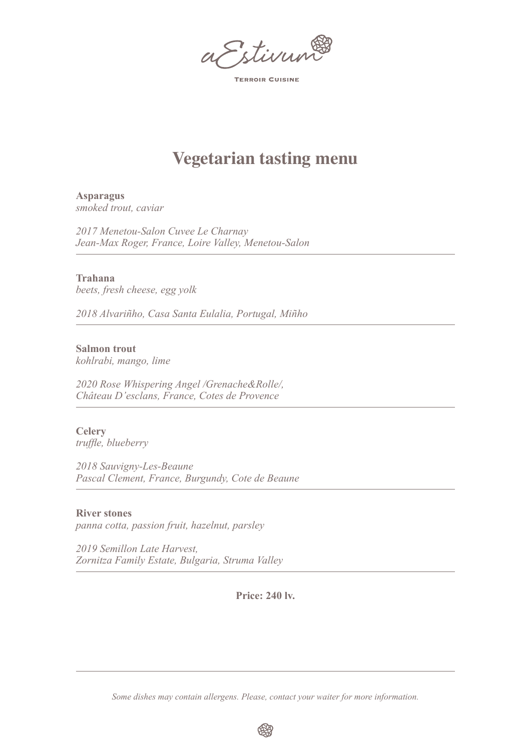aEstivum

Terroir Cuisine

# Vegetarian tasting menu

**Asparagus**
*smoked trout, caviar*

*2017 Menetou-Salon Cuvee Le Charnay*
*Jean-Max Roger, France, Loire Valley, Menetou-Salon*

---

**Trahana**
*beets, fresh cheese, egg yolk*

*2018 Alvariñho, Casa Santa Eulalia, Portugal, Miñho*

---

**Salmon trout**
*kohlrabi, mango, lime*

*2020 Rose Whispering Angel /Grenache&Rolle/,*
*Château D'esclans, France, Cotes de Provence*

---

**Celery**
*truffle, blueberry*

*2018 Sauvigny-Les-Beaune*
*Pascal Clement, France, Burgundy, Cote de Beaune*

---

**River stones**
*panna cotta, passion fruit, hazelnut, parsley*

*2019 Semillon Late Harvest,*
*Zornitza Family Estate, Bulgaria, Struma Valley*

---

**Price: 240 lv.**

---

*Some dishes may contain allergens. Please, contact your waiter for more information.*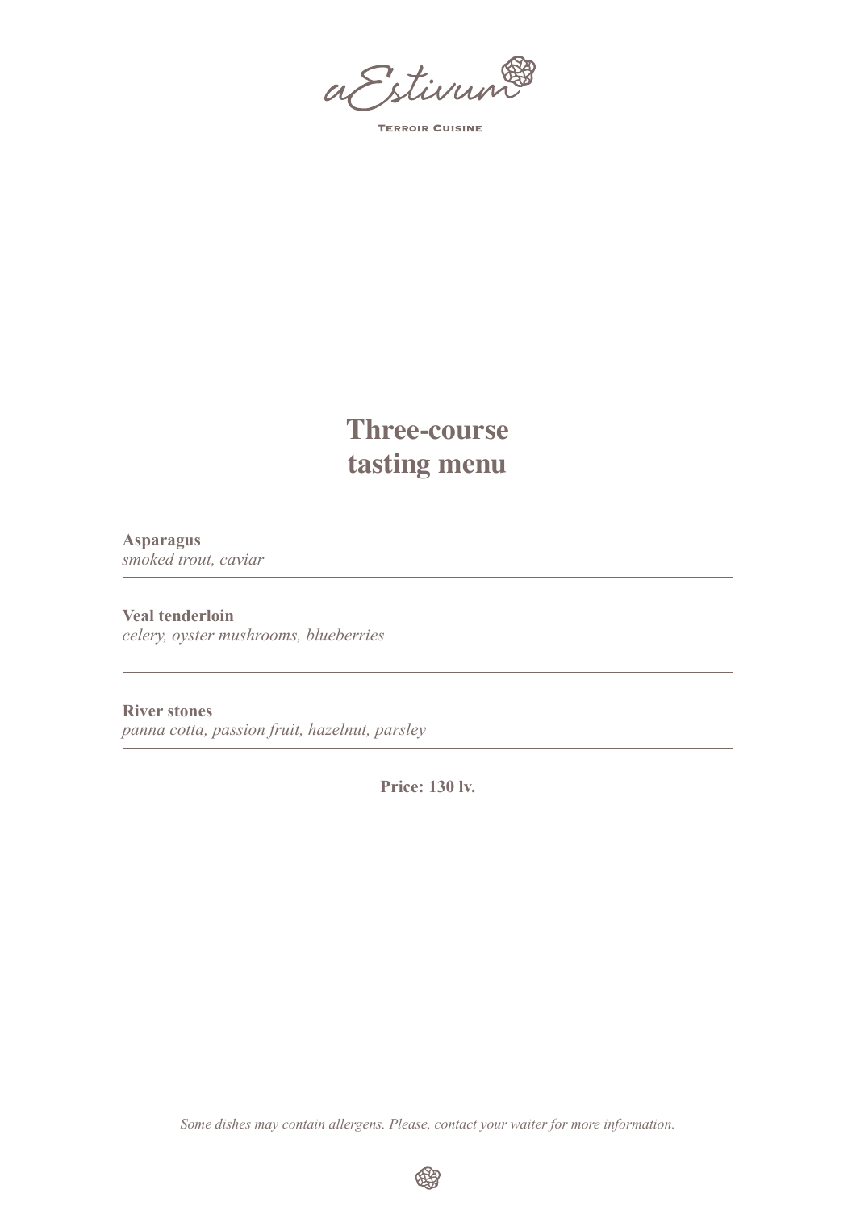aEstivum

TERROIR CUISINE

# Three-course tasting menu

**Asparagus**
*smoked trout, caviar*

---

**Veal tenderloin**
*celery, oyster mushrooms, blueberries*

---

**River stones**
*panna cotta, passion fruit, hazelnut, parsley*

---

**Price: 130 lv.**

---

*Some dishes may contain allergens. Please, contact your waiter for more information.*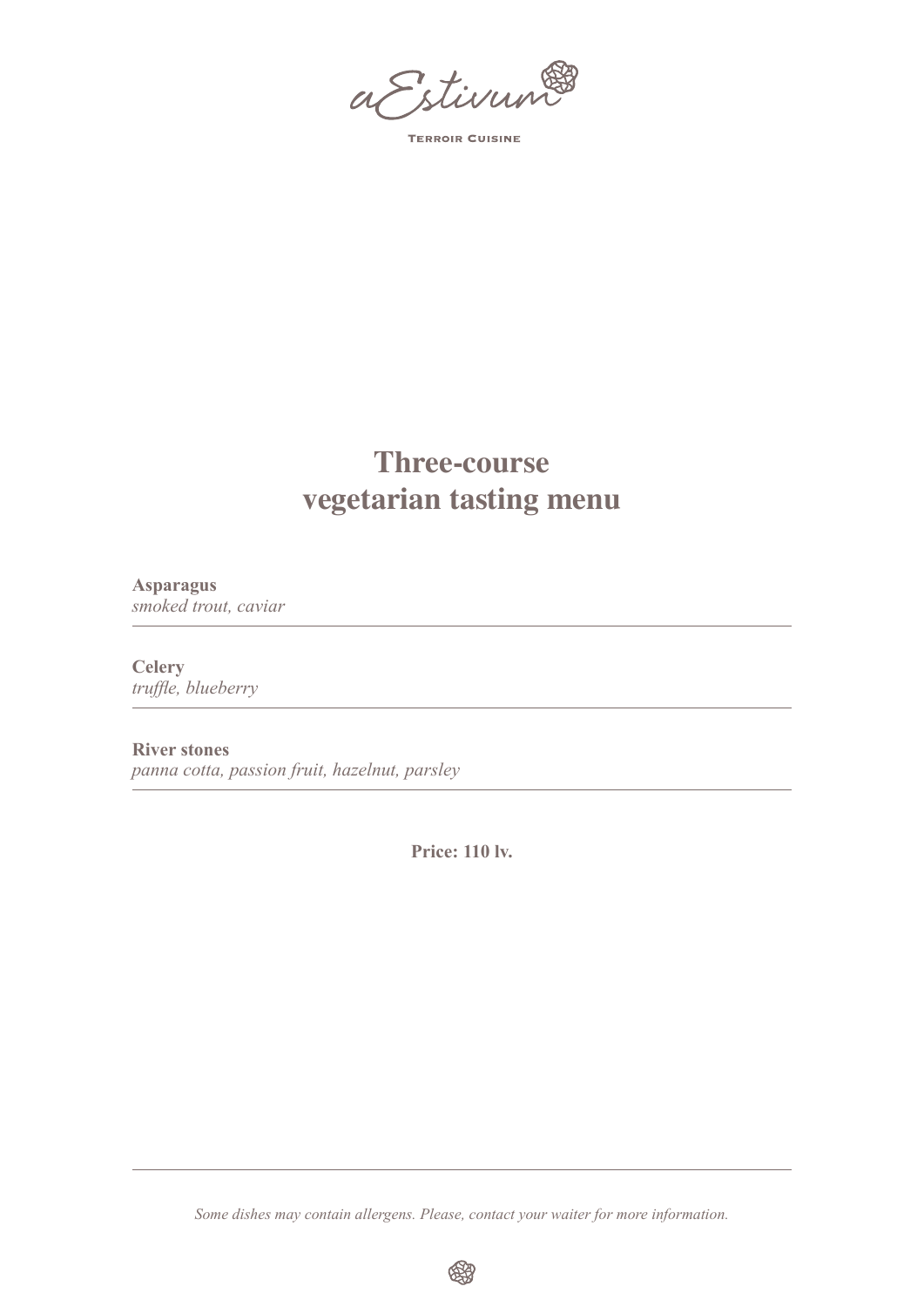aEstivum

TERROIR CUISINE

# Three-course vegetarian tasting menu

**Asparagus**
*smoked trout, caviar*

---

**Celery**
*truffle, blueberry*

---

**River stones**
*panna cotta, passion fruit, hazelnut, parsley*

---

**Price: 110 lv.**

---

*Some dishes may contain allergens. Please, contact your waiter for more information.*